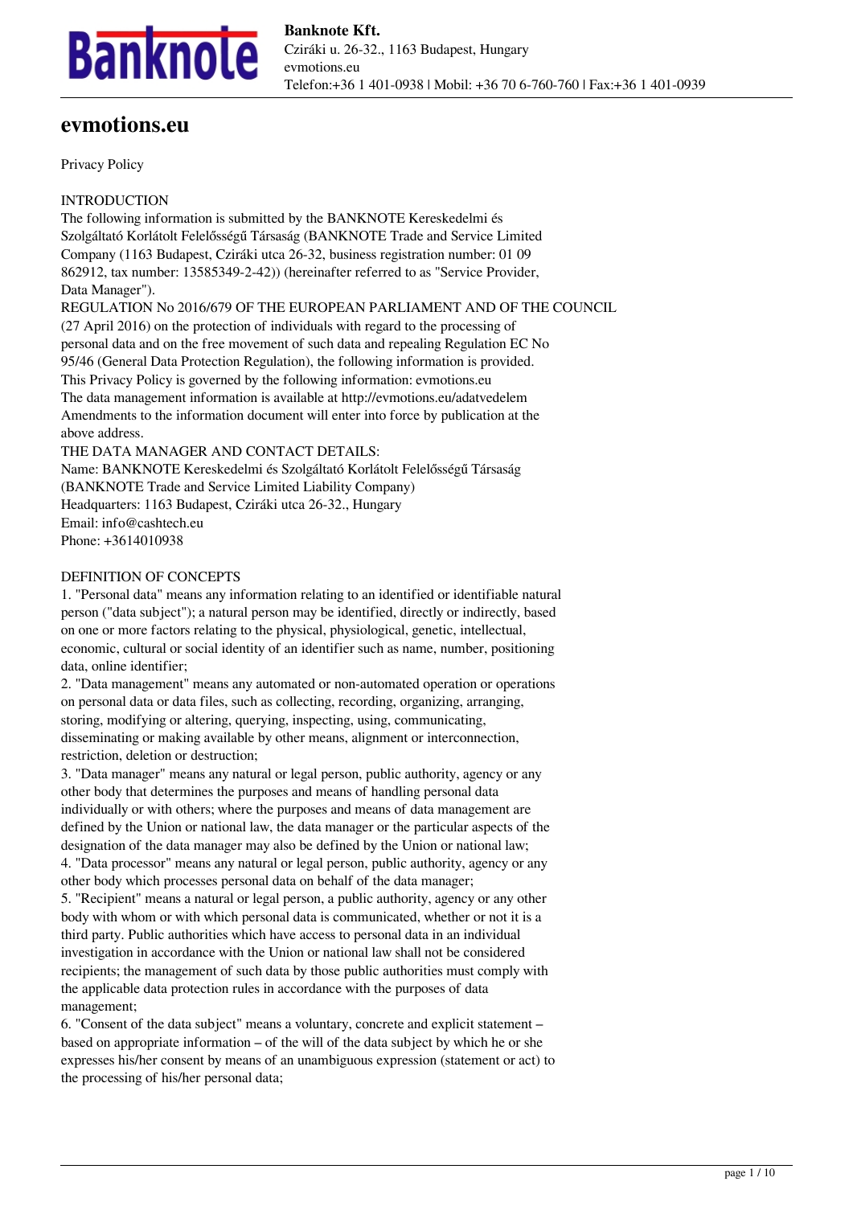# evmotions.eu

Privacy Policy

INTRODUCTION

The following information is submitted by the BANKNOTE Kereskedelmi és Szolgáltató Korlátolt Felelősségű Társaság (BANKNOTE Trade and Service Limited Company (1163 Budapest, Cziráki utca 26-32, business registration number: 01 09 862912, tax number: 13585349-2-42)) (hereinafter referred to as "Service Provider, Data Manager").

REGULATION No 2016/679 OF THE EUROPEAN PARLIAMENT AND OF THE COUNCIL (27 April 2016) on the protection of individuals with regard to the processing of personal data and on the free movement of such data and repealing Regulation EC No 95/46 (General Data Protection Regulation), the following information is provided.

This Privacy Policy is governed by the following information: evmotions.eu

The data management information is available at http://evmotions.eu/adatvedelem

Amendments to the information document will enter into force by publication at the above address.

THE DATA MANAGER AND CONTACT DETAILS:

Name: BANKNOTE Kereskedelmi és Szolgáltató Korlátolt Felelősségű Társaság (BANKNOTE Trade and Service Limited Liability Company)

Headquarters: 1163 Budapest, Cziráki utca 26-32., Hungary

Email: info@cashtech.eu

Phone: +3614010938

DEFINITION OF CONCEPTS

1. "Personal data" means any information relating to an identified or identifiable natural person ("data subject"); a natural person may be identified, directly or indirectly, based on one or more factors relating to the physical, physiological, genetic, intellectual, economic, cultural or social identity of an identifier such as name, number, positioning data, online identifier;
2. "Data management" means any automated or non-automated operation or operations on personal data or data files, such as collecting, recording, organizing, arranging, storing, modifying or altering, querying, inspecting, using, communicating, disseminating or making available by other means, alignment or interconnection, restriction, deletion or destruction;
3. "Data manager" means any natural or legal person, public authority, agency or any other body that determines the purposes and means of handling personal data individually or with others; where the purposes and means of data management are defined by the Union or national law, the data manager or the particular aspects of the designation of the data manager may also be defined by the Union or national law;
4. "Data processor" means any natural or legal person, public authority, agency or any other body which processes personal data on behalf of the data manager;
5. "Recipient" means a natural or legal person, a public authority, agency or any other body with whom or with which personal data is communicated, whether or not it is a third party. Public authorities which have access to personal data in an individual investigation in accordance with the Union or national law shall not be considered recipients; the management of such data by those public authorities must comply with the applicable data protection rules in accordance with the purposes of data management;
6. "Consent of the data subject" means a voluntary, concrete and explicit statement – based on appropriate information – of the will of the data subject by which he or she expresses his/her consent by means of an unambiguous expression (statement or act) to the processing of his/her personal data;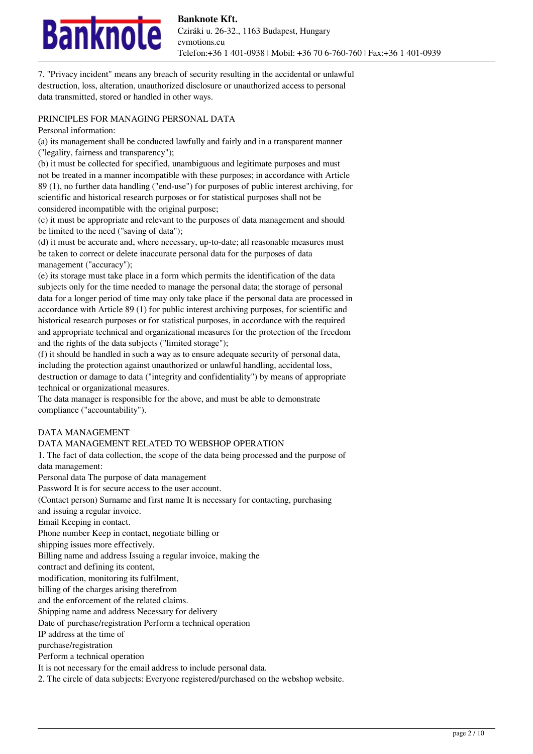7. "Privacy incident" means any breach of security resulting in the accidental or unlawful destruction, loss, alteration, unauthorized disclosure or unauthorized access to personal data transmitted, stored or handled in other ways.

## PRINCIPLES FOR MANAGING PERSONAL DATA

Personal information:

(a) its management shall be conducted lawfully and fairly and in a transparent manner ("legality, fairness and transparency");

(b) it must be collected for specified, unambiguous and legitimate purposes and must not be treated in a manner incompatible with these purposes; in accordance with Article 89 (1), no further data handling ("end-use") for purposes of public interest archiving, for scientific and historical research purposes or for statistical purposes shall not be considered incompatible with the original purpose;

(c) it must be appropriate and relevant to the purposes of data management and should be limited to the need ("saving of data");

(d) it must be accurate and, where necessary, up-to-date; all reasonable measures must be taken to correct or delete inaccurate personal data for the purposes of data management ("accuracy");

(e) its storage must take place in a form which permits the identification of the data subjects only for the time needed to manage the personal data; the storage of personal data for a longer period of time may only take place if the personal data are processed in accordance with Article 89 (1) for public interest archiving purposes, for scientific and historical research purposes or for statistical purposes, in accordance with the required and appropriate technical and organizational measures for the protection of the freedom and the rights of the data subjects ("limited storage");

(f) it should be handled in such a way as to ensure adequate security of personal data, including the protection against unauthorized or unlawful handling, accidental loss, destruction or damage to data ("integrity and confidentiality") by means of appropriate technical or organizational measures.

The data manager is responsible for the above, and must be able to demonstrate compliance ("accountability").

## DATA MANAGEMENT

### DATA MANAGEMENT RELATED TO WEBSHOP OPERATION

1. The fact of data collection, the scope of the data being processed and the purpose of data management:

| Personal data | The purpose of data management |
|---|---|
| Password | It is for secure access to the user account. |
| (Contact person) Surname and first name | It is necessary for contacting, purchasing and issuing a regular invoice. |
| Email | Keeping in contact. |
| Phone number | Keep in contact, negotiate billing or shipping issues more effectively. |
| Billing name and address | Issuing a regular invoice, making the contract and defining its content, modification, monitoring its fulfilment, billing of the charges arising therefrom and the enforcement of the related claims. |
| Shipping name and address | Necessary for delivery |
| Date of purchase/registration | Perform a technical operation |
| IP address at the time of purchase/registration | Perform a technical operation |

It is not necessary for the email address to include personal data.

2. The circle of data subjects: Everyone registered/purchased on the webshop website.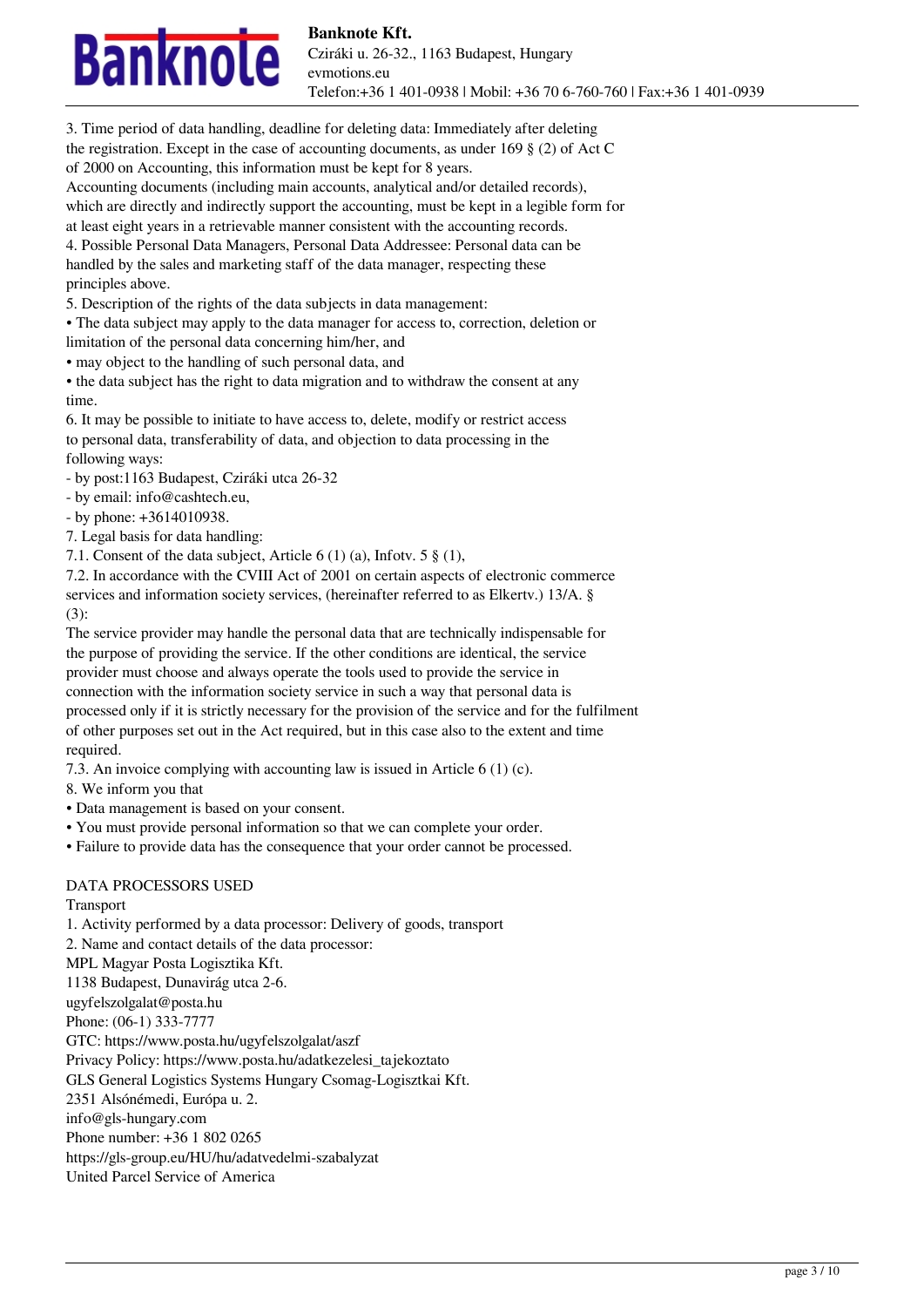3. Time period of data handling, deadline for deleting data: Immediately after deleting the registration. Except in the case of accounting documents, as under 169 § (2) of Act C of 2000 on Accounting, this information must be kept for 8 years.
Accounting documents (including main accounts, analytical and/or detailed records), which are directly and indirectly support the accounting, must be kept in a legible form for at least eight years in a retrievable manner consistent with the accounting records.
4. Possible Personal Data Managers, Personal Data Addressee: Personal data can be handled by the sales and marketing staff of the data manager, respecting these principles above.
5. Description of the rights of the data subjects in data management:
• The data subject may apply to the data manager for access to, correction, deletion or limitation of the personal data concerning him/her, and
• may object to the handling of such personal data, and
• the data subject has the right to data migration and to withdraw the consent at any time.
6. It may be possible to initiate to have access to, delete, modify or restrict access to personal data, transferability of data, and objection to data processing in the following ways:
- by post:1163 Budapest, Cziráki utca 26-32
- by email: info@cashtech.eu,
- by phone: +3614010938.
7. Legal basis for data handling:
7.1. Consent of the data subject, Article 6 (1) (a), Infotv. 5 § (1),
7.2. In accordance with the CVIII Act of 2001 on certain aspects of electronic commerce services and information society services, (hereinafter referred to as Elkertv.) 13/A. § (3):
The service provider may handle the personal data that are technically indispensable for the purpose of providing the service. If the other conditions are identical, the service provider must choose and always operate the tools used to provide the service in connection with the information society service in such a way that personal data is processed only if it is strictly necessary for the provision of the service and for the fulfilment of other purposes set out in the Act required, but in this case also to the extent and time required.
7.3. An invoice complying with accounting law is issued in Article 6 (1) (c).
8. We inform you that
• Data management is based on your consent.
• You must provide personal information so that we can complete your order.
• Failure to provide data has the consequence that your order cannot be processed.

DATA PROCESSORS USED
Transport
1. Activity performed by a data processor: Delivery of goods, transport
2. Name and contact details of the data processor:
MPL Magyar Posta Logisztika Kft.
1138 Budapest, Dunavirág utca 2-6.
ugyfelszolgalat@posta.hu
Phone: (06-1) 333-7777
GTC: https://www.posta.hu/ugyfelszolgalat/aszf
Privacy Policy: https://www.posta.hu/adatkezelesi_tajekoztato
GLS General Logistics Systems Hungary Csomag-Logisztkai Kft.
2351 Alsónémedi, Európa u. 2.
info@gls-hungary.com
Phone number: +36 1 802 0265
https://gls-group.eu/HU/hu/adatvedelmi-szabalyzat
United Parcel Service of America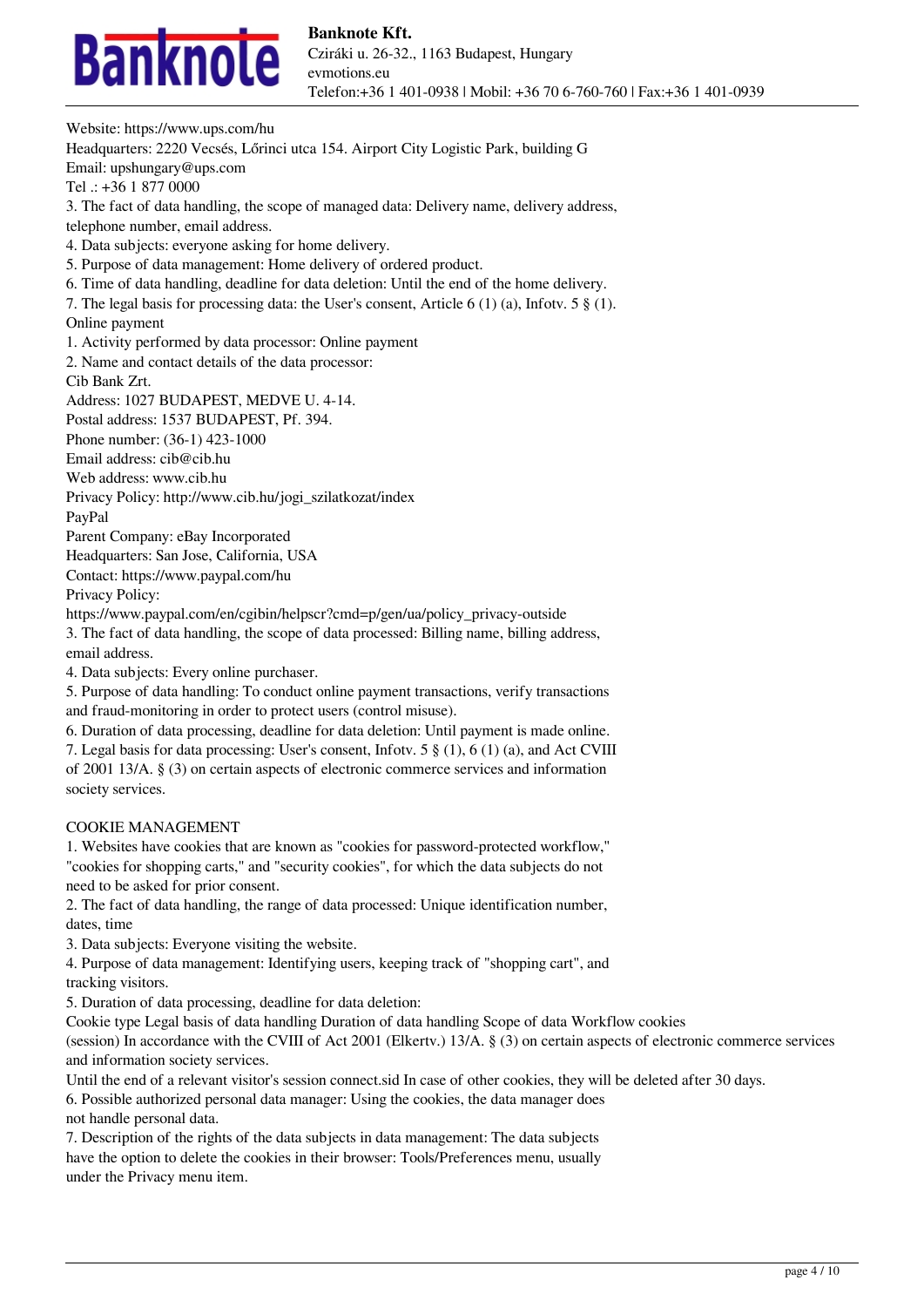Website: https://www.ups.com/hu
Headquarters: 2220 Vecsés, Lőrinci utca 154. Airport City Logistic Park, building G
Email: upshungary@ups.com
Tel .: +36 1 877 0000

3. The fact of data handling, the scope of managed data: Delivery name, delivery address, telephone number, email address.
4. Data subjects: everyone asking for home delivery.
5. Purpose of data management: Home delivery of ordered product.
6. Time of data handling, deadline for data deletion: Until the end of the home delivery.
7. The legal basis for processing data: the User's consent, Article 6 (1) (a), Infotv. 5 § (1).

Online payment

1. Activity performed by data processor: Online payment
2. Name and contact details of the data processor:

Cib Bank Zrt.
Address: 1027 BUDAPEST, MEDVE U. 4-14.
Postal address: 1537 BUDAPEST, Pf. 394.
Phone number: (36-1) 423-1000
Email address: cib@cib.hu
Web address: www.cib.hu
Privacy Policy: http://www.cib.hu/jogi_szilatkozat/index

PayPal
Parent Company: eBay Incorporated
Headquarters: San Jose, California, USA
Contact: https://www.paypal.com/hu
Privacy Policy:
https://www.paypal.com/en/cgibin/helpscr?cmd=p/gen/ua/policy_privacy-outside

3. The fact of data handling, the scope of data processed: Billing name, billing address, email address.
4. Data subjects: Every online purchaser.
5. Purpose of data handling: To conduct online payment transactions, verify transactions and fraud-monitoring in order to protect users (control misuse).
6. Duration of data processing, deadline for data deletion: Until payment is made online.
7. Legal basis for data processing: User's consent, Infotv. 5 § (1), 6 (1) (a), and Act CVIII of 2001 13/A. § (3) on certain aspects of electronic commerce services and information society services.

COOKIE MANAGEMENT

1. Websites have cookies that are known as "cookies for password-protected workflow," "cookies for shopping carts," and "security cookies", for which the data subjects do not need to be asked for prior consent.
2. The fact of data handling, the range of data processed: Unique identification number, dates, time
3. Data subjects: Everyone visiting the website.
4. Purpose of data management: Identifying users, keeping track of "shopping cart", and tracking visitors.
5. Duration of data processing, deadline for data deletion:

Cookie type Legal basis of data handling Duration of data handling Scope of data Workflow cookies (session) In accordance with the CVIII of Act 2001 (Elkertv.) 13/A. § (3) on certain aspects of electronic commerce services and information society services.
Until the end of a relevant visitor's session connect.sid In case of other cookies, they will be deleted after 30 days.

6. Possible authorized personal data manager: Using the cookies, the data manager does not handle personal data.
7. Description of the rights of the data subjects in data management: The data subjects have the option to delete the cookies in their browser: Tools/Preferences menu, usually under the Privacy menu item.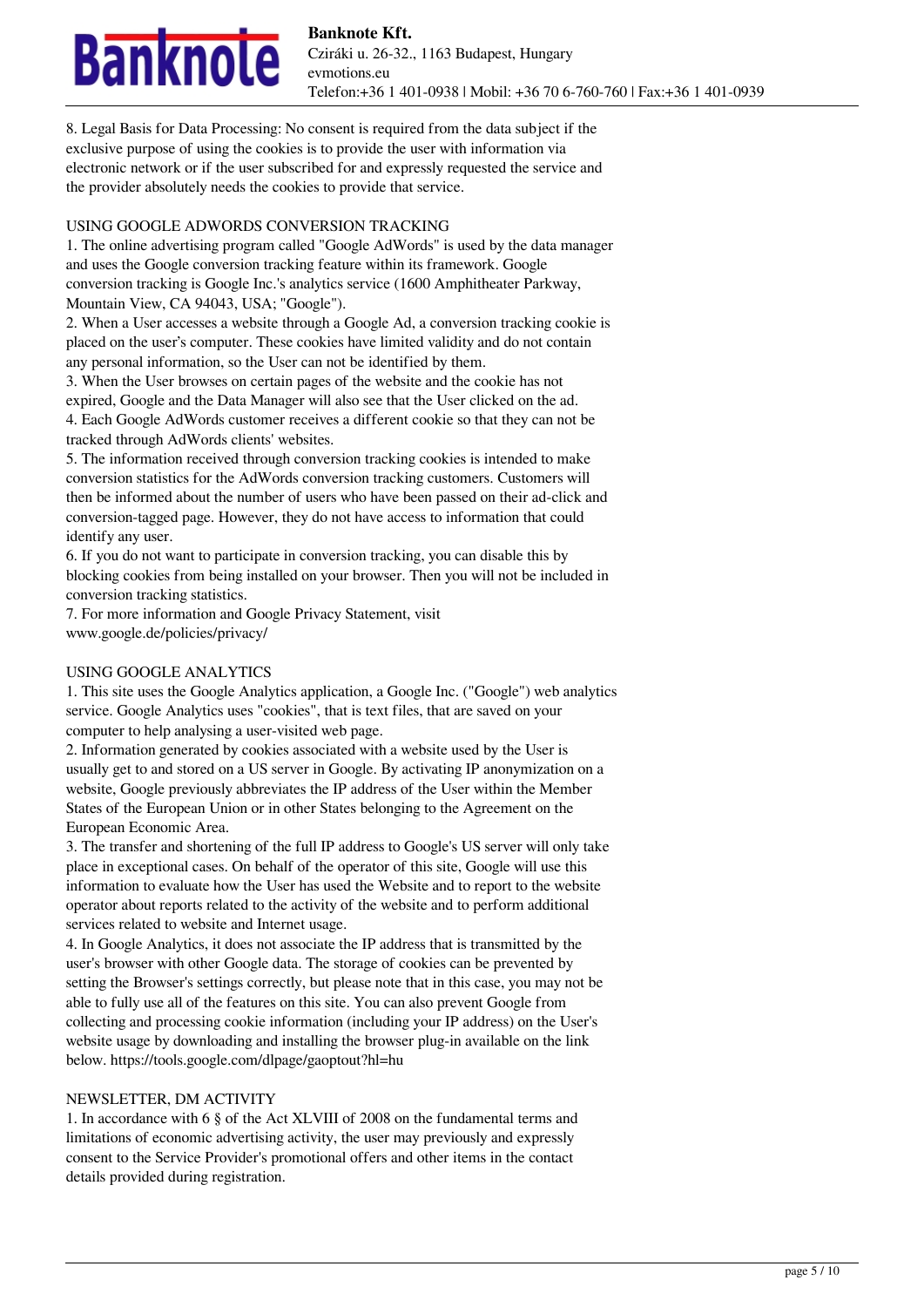8. Legal Basis for Data Processing: No consent is required from the data subject if the exclusive purpose of using the cookies is to provide the user with information via electronic network or if the user subscribed for and expressly requested the service and the provider absolutely needs the cookies to provide that service.

## USING GOOGLE ADWORDS CONVERSION TRACKING

1. The online advertising program called "Google AdWords" is used by the data manager and uses the Google conversion tracking feature within its framework. Google conversion tracking is Google Inc.'s analytics service (1600 Amphitheater Parkway, Mountain View, CA 94043, USA; "Google").
2. When a User accesses a website through a Google Ad, a conversion tracking cookie is placed on the user's computer. These cookies have limited validity and do not contain any personal information, so the User can not be identified by them.
3. When the User browses on certain pages of the website and the cookie has not expired, Google and the Data Manager will also see that the User clicked on the ad.
4. Each Google AdWords customer receives a different cookie so that they can not be tracked through AdWords clients' websites.
5. The information received through conversion tracking cookies is intended to make conversion statistics for the AdWords conversion tracking customers. Customers will then be informed about the number of users who have been passed on their ad-click and conversion-tagged page. However, they do not have access to information that could identify any user.
6. If you do not want to participate in conversion tracking, you can disable this by blocking cookies from being installed on your browser. Then you will not be included in conversion tracking statistics.
7. For more information and Google Privacy Statement, visit www.google.de/policies/privacy/

## USING GOOGLE ANALYTICS

1. This site uses the Google Analytics application, a Google Inc. ("Google") web analytics service. Google Analytics uses "cookies", that is text files, that are saved on your computer to help analysing a user-visited web page.
2. Information generated by cookies associated with a website used by the User is usually get to and stored on a US server in Google. By activating IP anonymization on a website, Google previously abbreviates the IP address of the User within the Member States of the European Union or in other States belonging to the Agreement on the European Economic Area.
3. The transfer and shortening of the full IP address to Google's US server will only take place in exceptional cases. On behalf of the operator of this site, Google will use this information to evaluate how the User has used the Website and to report to the website operator about reports related to the activity of the website and to perform additional services related to website and Internet usage.
4. In Google Analytics, it does not associate the IP address that is transmitted by the user's browser with other Google data. The storage of cookies can be prevented by setting the Browser's settings correctly, but please note that in this case, you may not be able to fully use all of the features on this site. You can also prevent Google from collecting and processing cookie information (including your IP address) on the User's website usage by downloading and installing the browser plug-in available on the link below. https://tools.google.com/dlpage/gaoptout?hl=hu

## NEWSLETTER, DM ACTIVITY

1. In accordance with 6 § of the Act XLVIII of 2008 on the fundamental terms and limitations of economic advertising activity, the user may previously and expressly consent to the Service Provider's promotional offers and other items in the contact details provided during registration.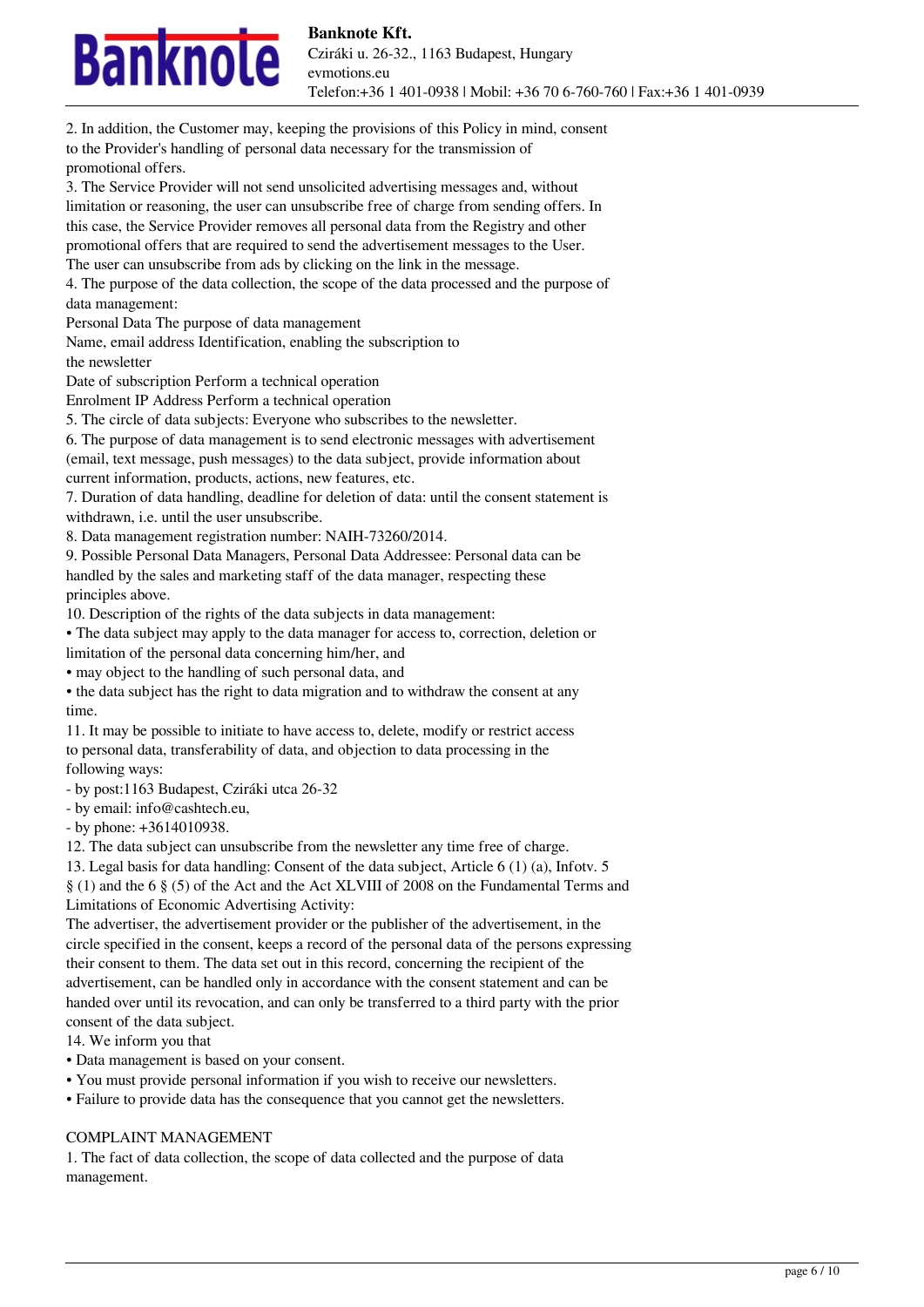2. In addition, the Customer may, keeping the provisions of this Policy in mind, consent to the Provider's handling of personal data necessary for the transmission of promotional offers.

3. The Service Provider will not send unsolicited advertising messages and, without limitation or reasoning, the user can unsubscribe free of charge from sending offers. In this case, the Service Provider removes all personal data from the Registry and other promotional offers that are required to send the advertisement messages to the User. The user can unsubscribe from ads by clicking on the link in the message.

4. The purpose of the data collection, the scope of the data processed and the purpose of data management:

| Personal Data | The purpose of data management |
| --- | --- |
| Name, email address | Identification, enabling the subscription to the newsletter |
| Date of subscription | Perform a technical operation |
| Enrolment IP Address | Perform a technical operation |

5. The circle of data subjects: Everyone who subscribes to the newsletter.

6. The purpose of data management is to send electronic messages with advertisement (email, text message, push messages) to the data subject, provide information about current information, products, actions, new features, etc.

7. Duration of data handling, deadline for deletion of data: until the consent statement is withdrawn, i.e. until the user unsubscribe.

8. Data management registration number: NAIH-73260/2014.

9. Possible Personal Data Managers, Personal Data Addressee: Personal data can be handled by the sales and marketing staff of the data manager, respecting these principles above.

10. Description of the rights of the data subjects in data management:

- The data subject may apply to the data manager for access to, correction, deletion or limitation of the personal data concerning him/her, and
- may object to the handling of such personal data, and
- the data subject has the right to data migration and to withdraw the consent at any time.

11. It may be possible to initiate to have access to, delete, modify or restrict access to personal data, transferability of data, and objection to data processing in the following ways:

- by post:1163 Budapest, Cziráki utca 26-32
- by email: info@cashtech.eu,
- by phone: +3614010938.

12. The data subject can unsubscribe from the newsletter any time free of charge.

13. Legal basis for data handling: Consent of the data subject, Article 6 (1) (a), Infotv. 5 § (1) and the 6 § (5) of the Act and the Act XLVIII of 2008 on the Fundamental Terms and Limitations of Economic Advertising Activity:

The advertiser, the advertisement provider or the publisher of the advertisement, in the circle specified in the consent, keeps a record of the personal data of the persons expressing their consent to them. The data set out in this record, concerning the recipient of the advertisement, can be handled only in accordance with the consent statement and can be handed over until its revocation, and can only be transferred to a third party with the prior consent of the data subject.

14. We inform you that

- Data management is based on your consent.
- You must provide personal information if you wish to receive our newsletters.
- Failure to provide data has the consequence that you cannot get the newsletters.

## COMPLAINT MANAGEMENT

1. The fact of data collection, the scope of data collected and the purpose of data management.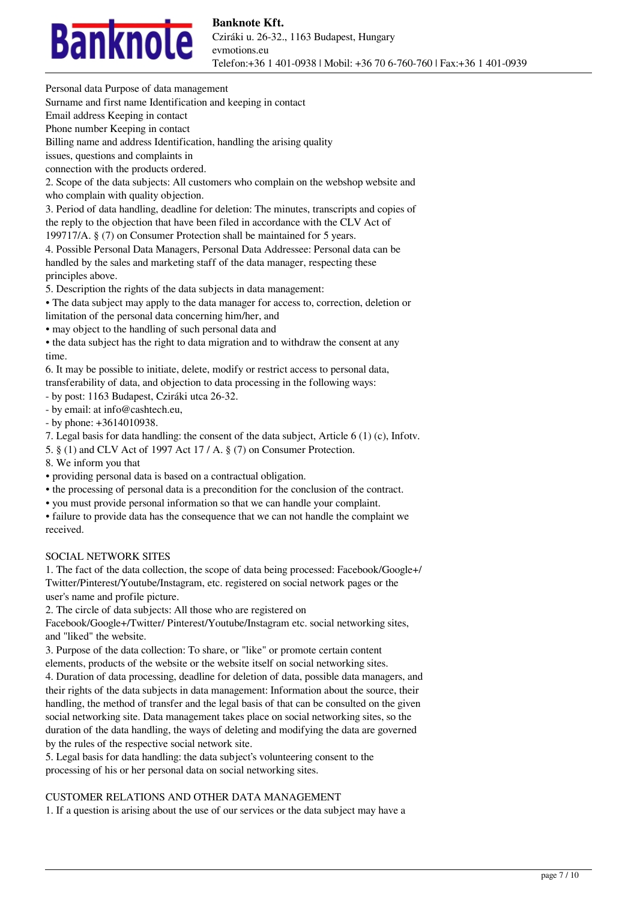Personal data Purpose of data management
Surname and first name Identification and keeping in contact
Email address Keeping in contact
Phone number Keeping in contact
Billing name and address Identification, handling the arising quality issues, questions and complaints in connection with the products ordered.

2. Scope of the data subjects: All customers who complain on the webshop website and who complain with quality objection.
3. Period of data handling, deadline for deletion: The minutes, transcripts and copies of the reply to the objection that have been filed in accordance with the CLV Act of 199717/A. § (7) on Consumer Protection shall be maintained for 5 years.
4. Possible Personal Data Managers, Personal Data Addressee: Personal data can be handled by the sales and marketing staff of the data manager, respecting these principles above.
5. Description the rights of the data subjects in data management:

• The data subject may apply to the data manager for access to, correction, deletion or limitation of the personal data concerning him/her, and
• may object to the handling of such personal data and
• the data subject has the right to data migration and to withdraw the consent at any time.

6. It may be possible to initiate, delete, modify or restrict access to personal data, transferability of data, and objection to data processing in the following ways:

- by post: 1163 Budapest, Cziráki utca 26-32.
- by email: at info@cashtech.eu,
- by phone: +3614010938.

7. Legal basis for data handling: the consent of the data subject, Article 6 (1) (c), Infotv. 5. § (1) and CLV Act of 1997 Act 17 / A. § (7) on Consumer Protection.
8. We inform you that

• providing personal data is based on a contractual obligation.
• the processing of personal data is a precondition for the conclusion of the contract.
• you must provide personal information so that we can handle your complaint.
• failure to provide data has the consequence that we can not handle the complaint we received.

SOCIAL NETWORK SITES

1. The fact of the data collection, the scope of data being processed: Facebook/Google+/ Twitter/Pinterest/Youtube/Instagram, etc. registered on social network pages or the user's name and profile picture.
2. The circle of data subjects: All those who are registered on Facebook/Google+/Twitter/ Pinterest/Youtube/Instagram etc. social networking sites, and "liked" the website.
3. Purpose of the data collection: To share, or "like" or promote certain content elements, products of the website or the website itself on social networking sites.
4. Duration of data processing, deadline for deletion of data, possible data managers, and their rights of the data subjects in data management: Information about the source, their handling, the method of transfer and the legal basis of that can be consulted on the given social networking site. Data management takes place on social networking sites, so the duration of the data handling, the ways of deleting and modifying the data are governed by the rules of the respective social network site.
5. Legal basis for data handling: the data subject's volunteering consent to the processing of his or her personal data on social networking sites.

CUSTOMER RELATIONS AND OTHER DATA MANAGEMENT

1. If a question is arising about the use of our services or the data subject may have a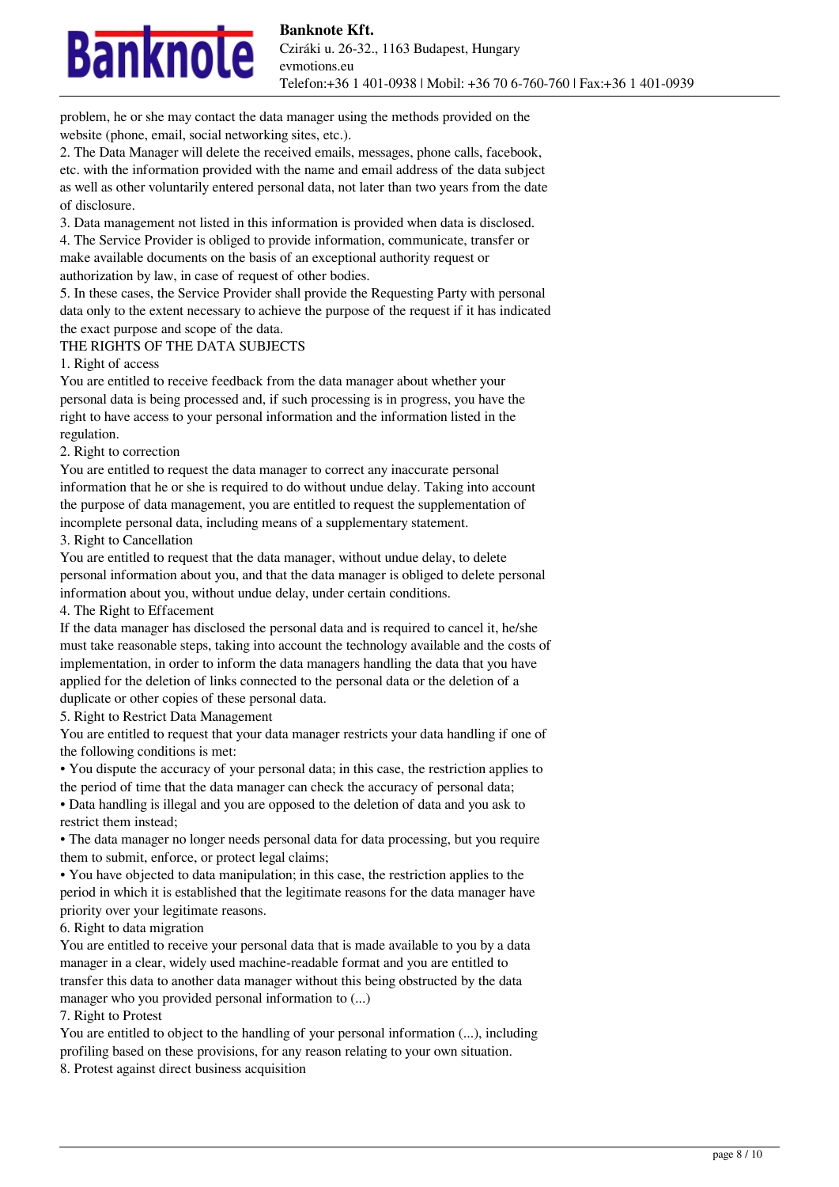problem, he or she may contact the data manager using the methods provided on the website (phone, email, social networking sites, etc.).

2. The Data Manager will delete the received emails, messages, phone calls, facebook, etc. with the information provided with the name and email address of the data subject as well as other voluntarily entered personal data, not later than two years from the date of disclosure.

3. Data management not listed in this information is provided when data is disclosed.

4. The Service Provider is obliged to provide information, communicate, transfer or make available documents on the basis of an exceptional authority request or authorization by law, in case of request of other bodies.

5. In these cases, the Service Provider shall provide the Requesting Party with personal data only to the extent necessary to achieve the purpose of the request if it has indicated the exact purpose and scope of the data.

## THE RIGHTS OF THE DATA SUBJECTS

1. Right of access

You are entitled to receive feedback from the data manager about whether your personal data is being processed and, if such processing is in progress, you have the right to have access to your personal information and the information listed in the regulation.

2. Right to correction

You are entitled to request the data manager to correct any inaccurate personal information that he or she is required to do without undue delay. Taking into account the purpose of data management, you are entitled to request the supplementation of incomplete personal data, including means of a supplementary statement.

3. Right to Cancellation

You are entitled to request that the data manager, without undue delay, to delete personal information about you, and that the data manager is obliged to delete personal information about you, without undue delay, under certain conditions.

4. The Right to Effacement

If the data manager has disclosed the personal data and is required to cancel it, he/she must take reasonable steps, taking into account the technology available and the costs of implementation, in order to inform the data managers handling the data that you have applied for the deletion of links connected to the personal data or the deletion of a duplicate or other copies of these personal data.

5. Right to Restrict Data Management

You are entitled to request that your data manager restricts your data handling if one of the following conditions is met:

- You dispute the accuracy of your personal data; in this case, the restriction applies to the period of time that the data manager can check the accuracy of personal data;
- Data handling is illegal and you are opposed to the deletion of data and you ask to restrict them instead;
- The data manager no longer needs personal data for data processing, but you require them to submit, enforce, or protect legal claims;
- You have objected to data manipulation; in this case, the restriction applies to the period in which it is established that the legitimate reasons for the data manager have priority over your legitimate reasons.

6. Right to data migration

You are entitled to receive your personal data that is made available to you by a data manager in a clear, widely used machine-readable format and you are entitled to transfer this data to another data manager without this being obstructed by the data manager who you provided personal information to (...)

7. Right to Protest

You are entitled to object to the handling of your personal information (...), including profiling based on these provisions, for any reason relating to your own situation.

8. Protest against direct business acquisition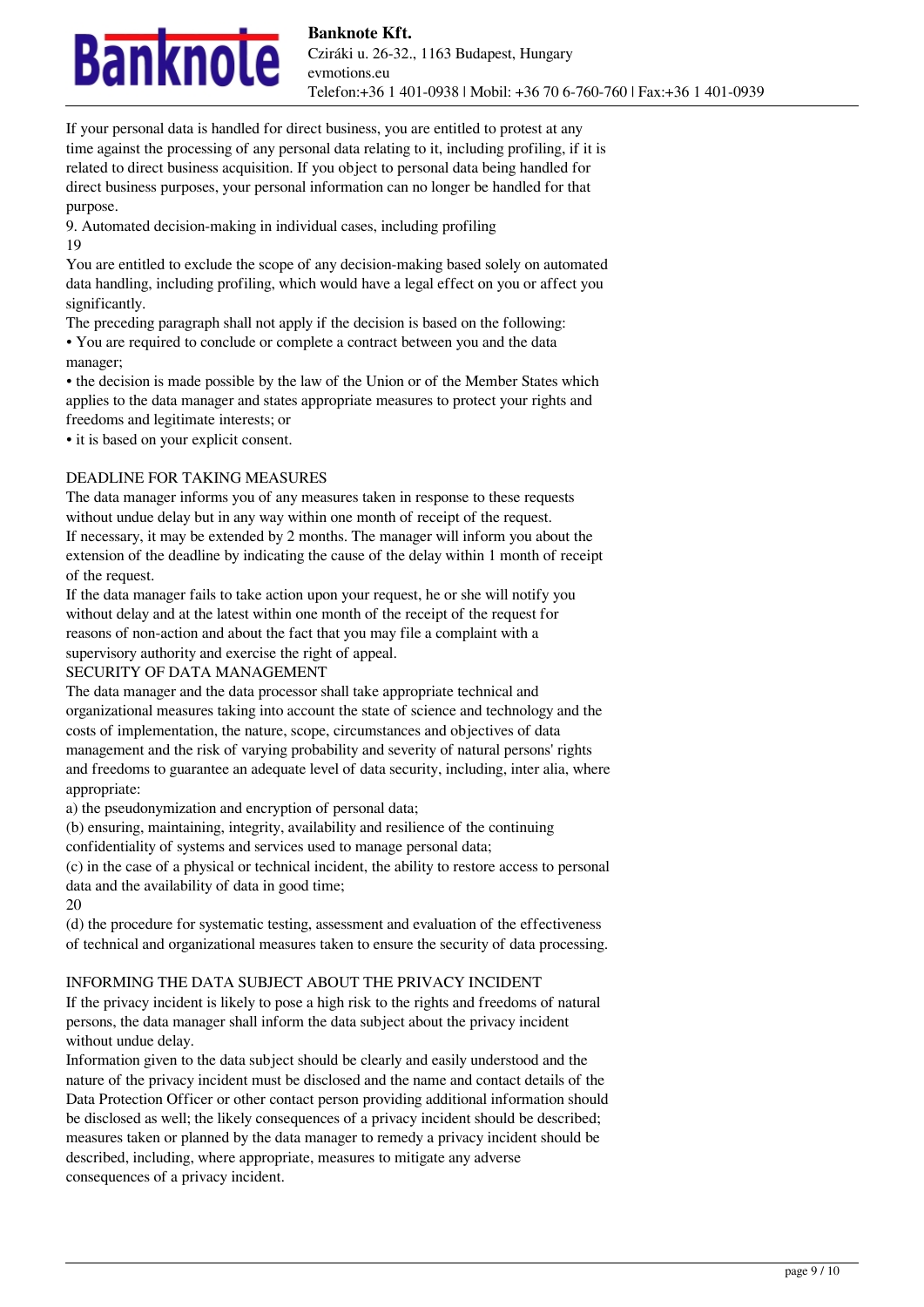If your personal data is handled for direct business, you are entitled to protest at any time against the processing of any personal data relating to it, including profiling, if it is related to direct business acquisition. If you object to personal data being handled for direct business purposes, your personal information can no longer be handled for that purpose.

9. Automated decision-making in individual cases, including profiling

19

You are entitled to exclude the scope of any decision-making based solely on automated data handling, including profiling, which would have a legal effect on you or affect you significantly.

The preceding paragraph shall not apply if the decision is based on the following:

- You are required to conclude or complete a contract between you and the data manager;
- the decision is made possible by the law of the Union or of the Member States which applies to the data manager and states appropriate measures to protect your rights and freedoms and legitimate interests; or
- it is based on your explicit consent.

## DEADLINE FOR TAKING MEASURES

The data manager informs you of any measures taken in response to these requests without undue delay but in any way within one month of receipt of the request.

If necessary, it may be extended by 2 months. The manager will inform you about the extension of the deadline by indicating the cause of the delay within 1 month of receipt of the request.

If the data manager fails to take action upon your request, he or she will notify you without delay and at the latest within one month of the receipt of the request for reasons of non-action and about the fact that you may file a complaint with a supervisory authority and exercise the right of appeal.

## SECURITY OF DATA MANAGEMENT

The data manager and the data processor shall take appropriate technical and organizational measures taking into account the state of science and technology and the costs of implementation, the nature, scope, circumstances and objectives of data management and the risk of varying probability and severity of natural persons' rights and freedoms to guarantee an adequate level of data security, including, inter alia, where appropriate:

a) the pseudonymization and encryption of personal data;

(b) ensuring, maintaining, integrity, availability and resilience of the continuing confidentiality of systems and services used to manage personal data;

(c) in the case of a physical or technical incident, the ability to restore access to personal data and the availability of data in good time;

20

(d) the procedure for systematic testing, assessment and evaluation of the effectiveness of technical and organizational measures taken to ensure the security of data processing.

## INFORMING THE DATA SUBJECT ABOUT THE PRIVACY INCIDENT

If the privacy incident is likely to pose a high risk to the rights and freedoms of natural persons, the data manager shall inform the data subject about the privacy incident without undue delay.

Information given to the data subject should be clearly and easily understood and the nature of the privacy incident must be disclosed and the name and contact details of the Data Protection Officer or other contact person providing additional information should be disclosed as well; the likely consequences of a privacy incident should be described; measures taken or planned by the data manager to remedy a privacy incident should be described, including, where appropriate, measures to mitigate any adverse consequences of a privacy incident.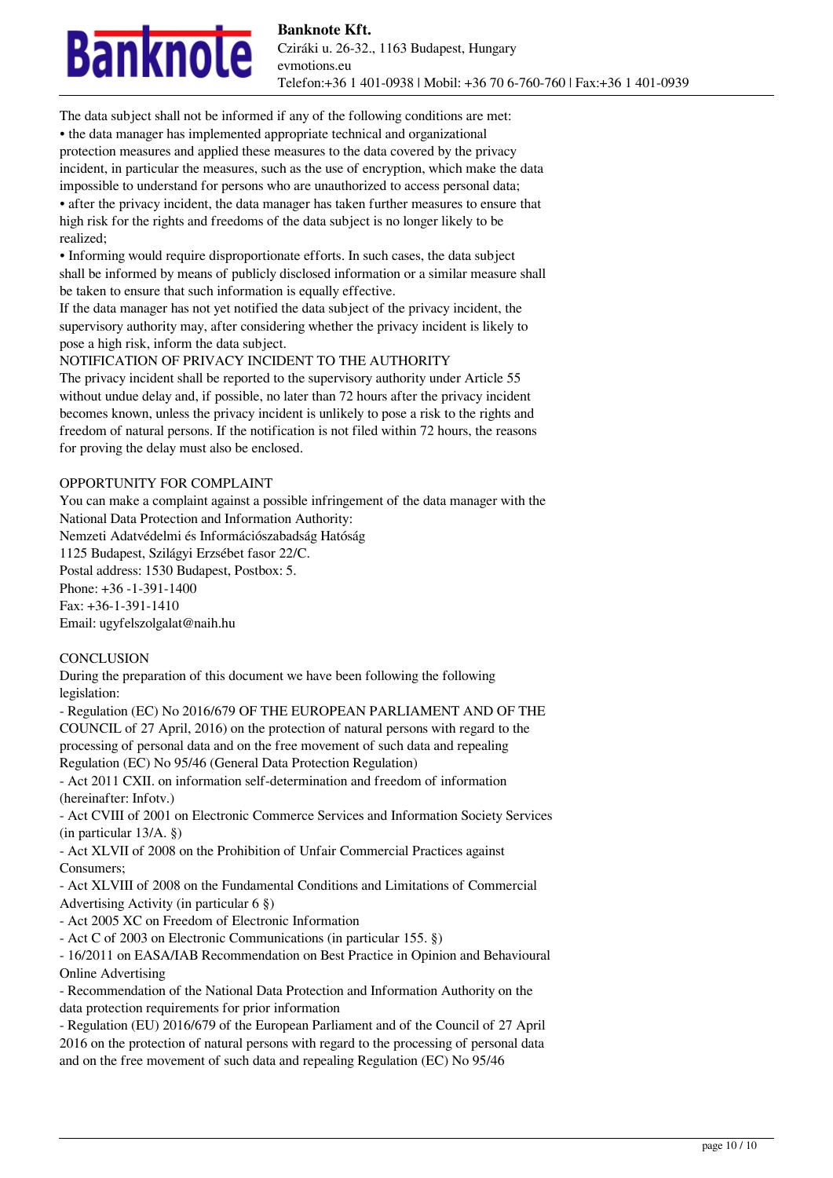The data subject shall not be informed if any of the following conditions are met:

- the data manager has implemented appropriate technical and organizational protection measures and applied these measures to the data covered by the privacy incident, in particular the measures, such as the use of encryption, which make the data impossible to understand for persons who are unauthorized to access personal data;
- after the privacy incident, the data manager has taken further measures to ensure that high risk for the rights and freedoms of the data subject is no longer likely to be realized;
- Informing would require disproportionate efforts. In such cases, the data subject shall be informed by means of publicly disclosed information or a similar measure shall be taken to ensure that such information is equally effective.

If the data manager has not yet notified the data subject of the privacy incident, the supervisory authority may, after considering whether the privacy incident is likely to pose a high risk, inform the data subject.

NOTIFICATION OF PRIVACY INCIDENT TO THE AUTHORITY

The privacy incident shall be reported to the supervisory authority under Article 55 without undue delay and, if possible, no later than 72 hours after the privacy incident becomes known, unless the privacy incident is unlikely to pose a risk to the rights and freedom of natural persons. If the notification is not filed within 72 hours, the reasons for proving the delay must also be enclosed.

OPPORTUNITY FOR COMPLAINT

You can make a complaint against a possible infringement of the data manager with the National Data Protection and Information Authority:
Nemzeti Adatvédelmi és Információszabadság Hatóság
1125 Budapest, Szilágyi Erzsébet fasor 22/C.
Postal address: 1530 Budapest, Postbox: 5.
Phone: +36 -1-391-1400
Fax: +36-1-391-1410
Email: ugyfelszolgalat@naih.hu

CONCLUSION

During the preparation of this document we have been following the following legislation:

- Regulation (EC) No 2016/679 OF THE EUROPEAN PARLIAMENT AND OF THE COUNCIL of 27 April, 2016) on the protection of natural persons with regard to the processing of personal data and on the free movement of such data and repealing Regulation (EC) No 95/46 (General Data Protection Regulation)
- Act 2011 CXII. on information self-determination and freedom of information (hereinafter: Infotv.)
- Act CVIII of 2001 on Electronic Commerce Services and Information Society Services (in particular 13/A. §)
- Act XLVII of 2008 on the Prohibition of Unfair Commercial Practices against Consumers;
- Act XLVIII of 2008 on the Fundamental Conditions and Limitations of Commercial Advertising Activity (in particular 6 §)
- Act 2005 XC on Freedom of Electronic Information
- Act C of 2003 on Electronic Communications (in particular 155. §)
- 16/2011 on EASA/IAB Recommendation on Best Practice in Opinion and Behavioural Online Advertising
- Recommendation of the National Data Protection and Information Authority on the data protection requirements for prior information
- Regulation (EU) 2016/679 of the European Parliament and of the Council of 27 April 2016 on the protection of natural persons with regard to the processing of personal data and on the free movement of such data and repealing Regulation (EC) No 95/46